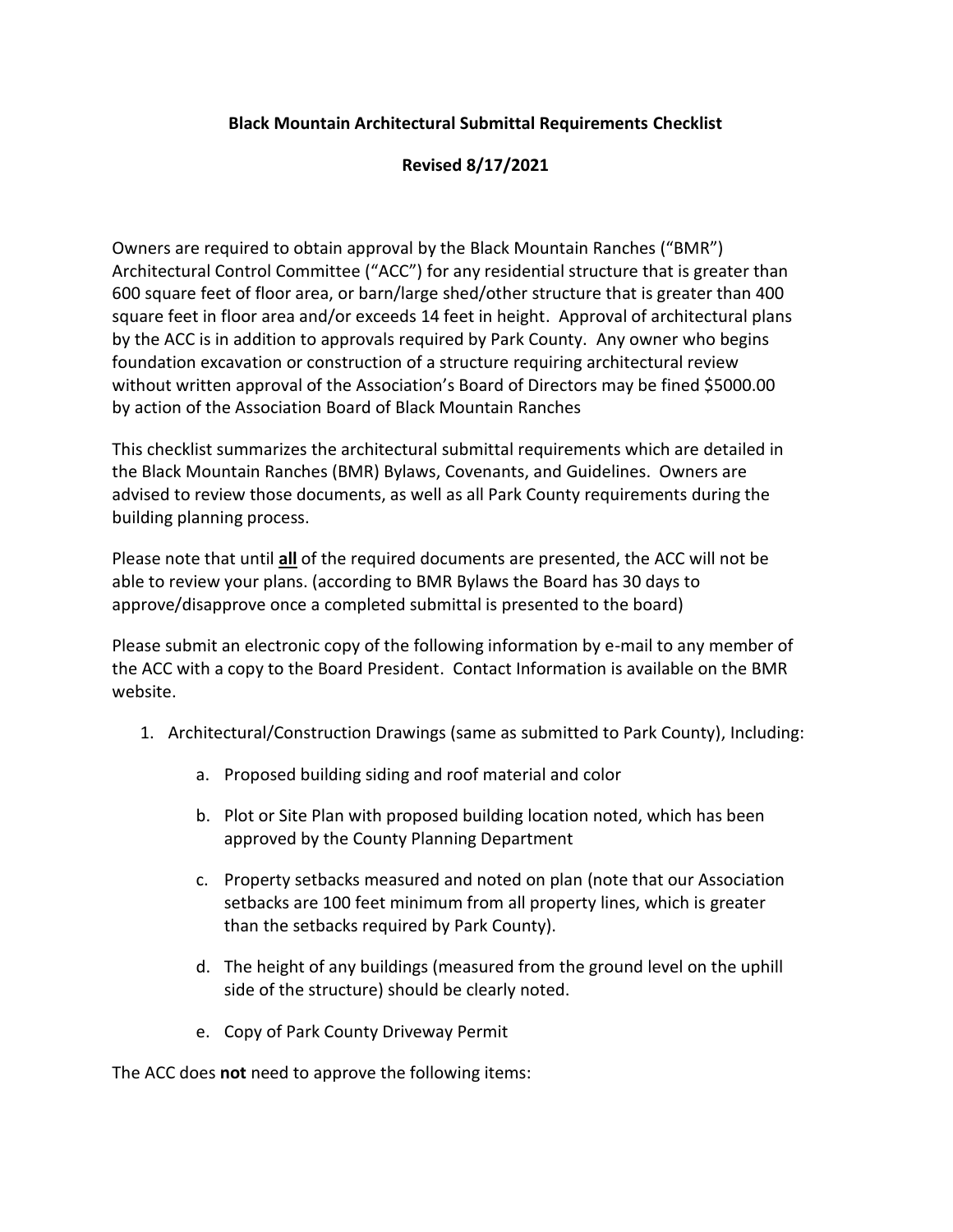**Black Mountain Architectural Submittal Requirements Checklist**

**Revised 8/17/2021**

Owners are required to obtain approval by the Black Mountain Ranches ("BMR") Architectural Control Committee ("ACC") for any residential structure that is greater than 600 square feet of floor area, or barn/large shed/other structure that is greater than 400 square feet in floor area and/or exceeds 14 feet in height. Approval of architectural plans by the ACC is in addition to approvals required by Park County. Any owner who begins foundation excavation or construction of a structure requiring architectural review without written approval of the Association's Board of Directors may be fined $5000.00 by action of the Association Board of Black Mountain Ranches

This checklist summarizes the architectural submittal requirements which are detailed in the Black Mountain Ranches (BMR) Bylaws, Covenants, and Guidelines. Owners are advised to review those documents, as well as all Park County requirements during the building planning process.

Please note that until **<u>all</u>** of the required documents are presented, the ACC will not be able to review your plans. (according to BMR Bylaws the Board has 30 days to approve/disapprove once a completed submittal is presented to the board)

Please submit an electronic copy of the following information by e-mail to any member of the ACC with a copy to the Board President. Contact Information is available on the BMR website.

1. Architectural/Construction Drawings (same as submitted to Park County), Including:

    a. Proposed building siding and roof material and color

    b. Plot or Site Plan with proposed building location noted, which has been approved by the County Planning Department

    c. Property setbacks measured and noted on plan (note that our Association setbacks are 100 feet minimum from all property lines, which is greater than the setbacks required by Park County).

    d. The height of any buildings (measured from the ground level on the uphill side of the structure) should be clearly noted.

    e. Copy of Park County Driveway Permit

The ACC does **not** need to approve the following items: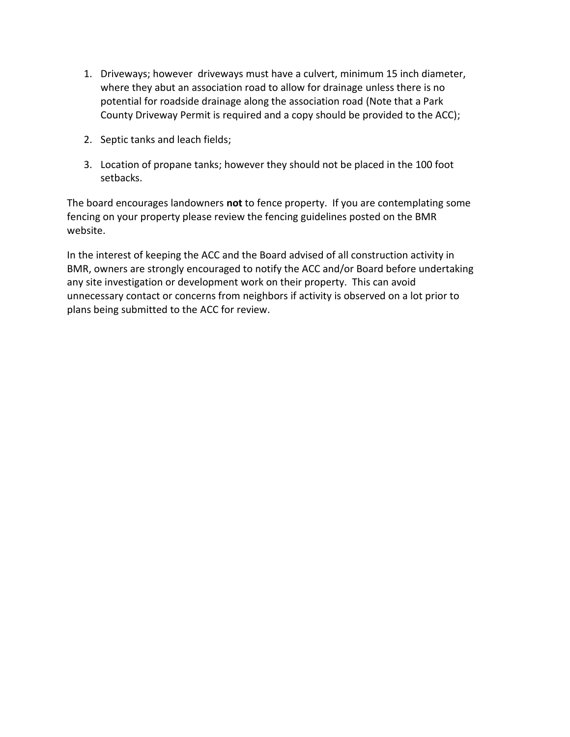1. Driveways; however driveways must have a culvert, minimum 15 inch diameter, where they abut an association road to allow for drainage unless there is no potential for roadside drainage along the association road (Note that a Park County Driveway Permit is required and a copy should be provided to the ACC);

2. Septic tanks and leach fields;

3. Location of propane tanks; however they should not be placed in the 100 foot setbacks.

The board encourages landowners **not** to fence property. If you are contemplating some fencing on your property please review the fencing guidelines posted on the BMR website.

In the interest of keeping the ACC and the Board advised of all construction activity in BMR, owners are strongly encouraged to notify the ACC and/or Board before undertaking any site investigation or development work on their property. This can avoid unnecessary contact or concerns from neighbors if activity is observed on a lot prior to plans being submitted to the ACC for review.